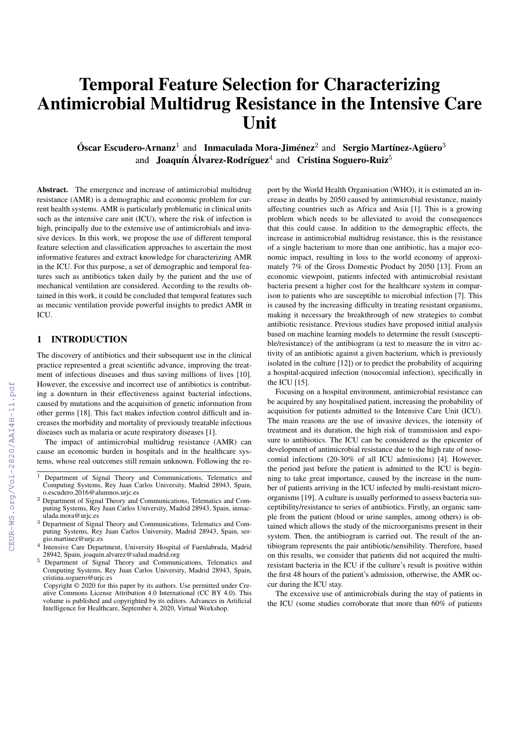# Temporal Feature Selection for Characterizing Antimicrobial Multidrug Resistance in the Intensive Care Unit

**Óscar Escudero-Arnanz**[1] and **Inmaculada Mora-Jiménez**[2] and **Sergio Martínez-Agüero**[3] and **Joaquín Álvarez-Rodríguez**[4] and **Cristina Soguero-Ruiz**[5]

**Abstract.** The emergence and increase of antimicrobial multidrug resistance (AMR) is a demographic and economic problem for current health systems. AMR is particularly problematic in clinical units such as the intensive care unit (ICU), where the risk of infection is high, principally due to the extensive use of antimicrobials and invasive devices. In this work, we propose the use of different temporal feature selection and classification approaches to ascertain the most informative features and extract knowledge for characterizing AMR in the ICU. For this purpose, a set of demographic and temporal features such as antibiotics taken daily by the patient and the use of mechanical ventilation are considered. According to the results obtained in this work, it could be concluded that temporal features such as mecanic ventilation provide powerful insights to predict AMR in ICU.

## 1 INTRODUCTION

The discovery of antibiotics and their subsequent use in the clinical practice represented a great scientific advance, improving the treatment of infectious diseases and thus saving millions of lives [10]. However, the excessive and incorrect use of antibiotics is contributing a downturn in their effectiveness against bacterial infections, caused by mutations and the acquisition of genetic information from other germs [18]. This fact makes infection control difficult and increases the morbidity and mortality of previously treatable infectious diseases such as malaria or acute respiratory diseases [1].

The impact of antimicrobial multidrug resistance (AMR) can cause an economic burden in hospitals and in the healthcare systems, whose real outcomes still remain unknown. Following the report by the World Health Organisation (WHO), it is estimated an increase in deaths by 2050 caused by antimicrobial resistance, mainly affecting countries such as Africa and Asia [1]. This is a growing problem which needs to be alleviated to avoid the consequences that this could cause. In addition to the demographic effects, the increase in antimicrobial multidrug resistance, this is the resistance of a single bacterium to more than one antibiotic, has a major economic impact, resulting in loss to the world economy of approximately 7% of the Gross Domestic Product by 2050 [13]. From an economic viewpoint, patients infected with antimicrobial resistant bacteria present a higher cost for the healthcare system in comparison to patients who are susceptible to microbial infection [7]. This is caused by the increasing difficulty in treating resistant organisms, making it necessary the breakthrough of new strategies to combat antibiotic resistance. Previous studies have proposed initial analysis based on machine learning models to determine the result (susceptible/resistance) of the antibiogram (a test to measure the in vitro activity of an antibiotic against a given bacterium, which is previously isolated in the culture [12]) or to predict the probability of acquiring a hospital-acquired infection (nosocomial infection), specifically in the ICU [15].

Focusing on a hospital environment, antimicrobial resistance can be acquired by any hospitalised patient, increasing the probability of acquisition for patients admitted to the Intensive Care Unit (ICU). The main reasons are the use of invasive devices, the intensity of treatment and its duration, the high risk of transmission and exposure to antibiotics. The ICU can be considered as the epicenter of development of antimicrobial resistance due to the high rate of nosocomial infections (20-30% of all ICU admissions) [4]. However, the period just before the patient is admitted to the ICU is beginning to take great importance, caused by the increase in the number of patients arriving in the ICU infected by multi-resistant microorganisms [19]. A culture is usually performed to assess bacteria susceptibility/resistance to series of antibiotics. Firstly, an organic sample from the patient (blood or urine samples, among others) is obtained which allows the study of the microorganisms present in their system. Then, the antibiogram is carried out. The result of the antibiogram represents the pair antibiotic/sensibility. Therefore, based on this results, we consider that patients did not acquired the multiresistant bacteria in the ICU if the culture's result is positive within the first 48 hours of the patient's admission, otherwise, the AMR occur during the ICU stay.

The excessive use of antimicrobials during the stay of patients in the ICU (some studies corroborate that more than 60% of patients

---

[1] Department of Signal Theory and Communications, Telematics and Computing Systems, Rey Juan Carlos University, Madrid 28943, Spain, o.escudero.2016@alumnos.urjc.es

[2] Department of Signal Theory and Communications, Telematics and Computing Systems, Rey Juan Carlos University, Madrid 28943, Spain, inmaculada.mora@urjc.es

[3] Department of Signal Theory and Communications, Telematics and Computing Systems, Rey Juan Carlos University, Madrid 28943, Spain, sergio.martinez@urjc.es

[4] Intensive Care Department, University Hospital of Fuenlabrada, Madrid 28942, Spain, joaquin.alvarez@salud.madrid.org

[5] Department of Signal Theory and Communications, Telematics and Computing Systems, Rey Juan Carlos University, Madrid 28943, Spain, cristina.soguero@urjc.es

Copyright © 2020 for this paper by its authors. Use permitted under Creative Commons License Attribution 4.0 International (CC BY 4.0). This volume is published and copyrighted by its editors. Advances in Artificial Intelligence for Healthcare, September 4, 2020, Virtual Workshop.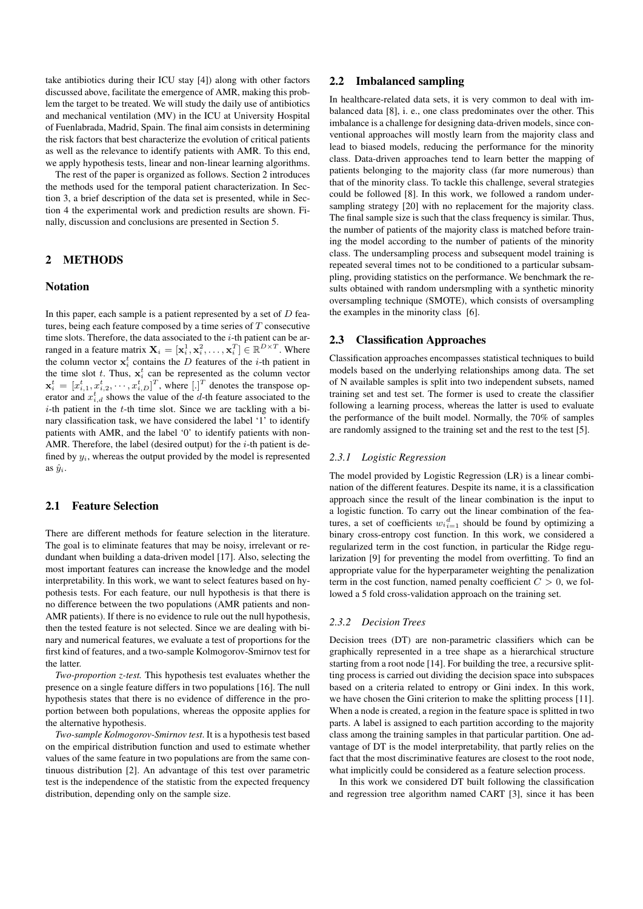take antibiotics during their ICU stay [4]) along with other factors discussed above, facilitate the emergence of AMR, making this problem the target to be treated. We will study the daily use of antibiotics and mechanical ventilation (MV) in the ICU at University Hospital of Fuenlabrada, Madrid, Spain. The final aim consists in determining the risk factors that best characterize the evolution of critical patients as well as the relevance to identify patients with AMR. To this end, we apply hypothesis tests, linear and non-linear learning algorithms.

The rest of the paper is organized as follows. Section 2 introduces the methods used for the temporal patient characterization. In Section 3, a brief description of the data set is presented, while in Section 4 the experimental work and prediction results are shown. Finally, discussion and conclusions are presented in Section 5.

## 2 METHODS

### Notation

In this paper, each sample is a patient represented by a set of $D$ features, being each feature composed by a time series of $T$ consecutive time slots. Therefore, the data associated to the $i$-th patient can be arranged in a feature matrix $\mathbf{X}_i = [\mathbf{x}_i^1, \mathbf{x}_i^2, \ldots, \mathbf{x}_i^T] \in \mathbb{R}^{D\times T}$. Where the column vector $\mathbf{x}_i^t$ contains the $D$ features of the $i$-th patient in the time slot $t$. Thus, $\mathbf{x}_i^t$ can be represented as the column vector $\mathbf{x}_i^t = [x_{i,1}^t, x_{i,2}^t, \cdots, x_{i,D}^t]^T$, where $[.]^T$ denotes the transpose operator and $x_{i,d}^t$ shows the value of the $d$-th feature associated to the $i$-th patient in the $t$-th time slot. Since we are tackling with a binary classification task, we have considered the label '1' to identify patients with AMR, and the label '0' to identify patients with non-AMR. Therefore, the label (desired output) for the $i$-th patient is defined by $y_i$, whereas the output provided by the model is represented as $\hat{y}_i$.

### 2.1 Feature Selection

There are different methods for feature selection in the literature. The goal is to eliminate features that may be noisy, irrelevant or redundant when building a data-driven model [17]. Also, selecting the most important features can increase the knowledge and the model interpretability. In this work, we want to select features based on hypothesis tests. For each feature, our null hypothesis is that there is no difference between the two populations (AMR patients and non-AMR patients). If there is no evidence to rule out the null hypothesis, then the tested feature is not selected. Since we are dealing with binary and numerical features, we evaluate a test of proportions for the first kind of features, and a two-sample Kolmogorov-Smirnov test for the latter.

*Two-proportion z-test.* This hypothesis test evaluates whether the presence on a single feature differs in two populations [16]. The null hypothesis states that there is no evidence of difference in the proportion between both populations, whereas the opposite applies for the alternative hypothesis.

*Two-sample Kolmogorov-Smirnov test*. It is a hypothesis test based on the empirical distribution function and used to estimate whether values of the same feature in two populations are from the same continuous distribution [2]. An advantage of this test over parametric test is the independence of the statistic from the expected frequency distribution, depending only on the sample size.

### 2.2 Imbalanced sampling

In healthcare-related data sets, it is very common to deal with imbalanced data [8], i. e., one class predominates over the other. This imbalance is a challenge for designing data-driven models, since conventional approaches will mostly learn from the majority class and lead to biased models, reducing the performance for the minority class. Data-driven approaches tend to learn better the mapping of patients belonging to the majority class (far more numerous) than that of the minority class. To tackle this challenge, several strategies could be followed [8]. In this work, we followed a random undersampling strategy [20] with no replacement for the majority class. The final sample size is such that the class frequency is similar. Thus, the number of patients of the majority class is matched before training the model according to the number of patients of the minority class. The undersampling process and subsequent model training is repeated several times not to be conditioned to a particular subsampling, providing statistics on the performance. We benchmark the results obtained with random undersmpling with a synthetic minority oversampling technique (SMOTE), which consists of oversampling the examples in the minority class [6].

### 2.3 Classification Approaches

Classification approaches encompasses statistical techniques to build models based on the underlying relationships among data. The set of N available samples is split into two independent subsets, named training set and test set. The former is used to create the classifier following a learning process, whereas the latter is used to evaluate the performance of the built model. Normally, the 70% of samples are randomly assigned to the training set and the rest to the test [5].

#### *2.3.1 Logistic Regression*

The model provided by Logistic Regression (LR) is a linear combination of the different features. Despite its name, it is a classification approach since the result of the linear combination is the input to a logistic function. To carry out the linear combination of the features, a set of coefficients ${w_i}_{i=1}^{d}$ should be found by optimizing a binary cross-entropy cost function. In this work, we considered a regularized term in the cost function, in particular the Ridge regularization [9] for preventing the model from overfitting. To find an appropriate value for the hyperparameter weighting the penalization term in the cost function, named penalty coefficient $C > 0$, we followed a 5 fold cross-validation approach on the training set.

#### *2.3.2 Decision Trees*

Decision trees (DT) are non-parametric classifiers which can be graphically represented in a tree shape as a hierarchical structure starting from a root node [14]. For building the tree, a recursive splitting process is carried out dividing the decision space into subspaces based on a criteria related to entropy or Gini index. In this work, we have chosen the Gini criterion to make the splitting process [11]. When a node is created, a region in the feature space is splitted in two parts. A label is assigned to each partition according to the majority class among the training samples in that particular partition. One advantage of DT is the model interpretability, that partly relies on the fact that the most discriminative features are closest to the root node, what implicitly could be considered as a feature selection process.

In this work we considered DT built following the classification and regression tree algorithm named CART [3], since it has been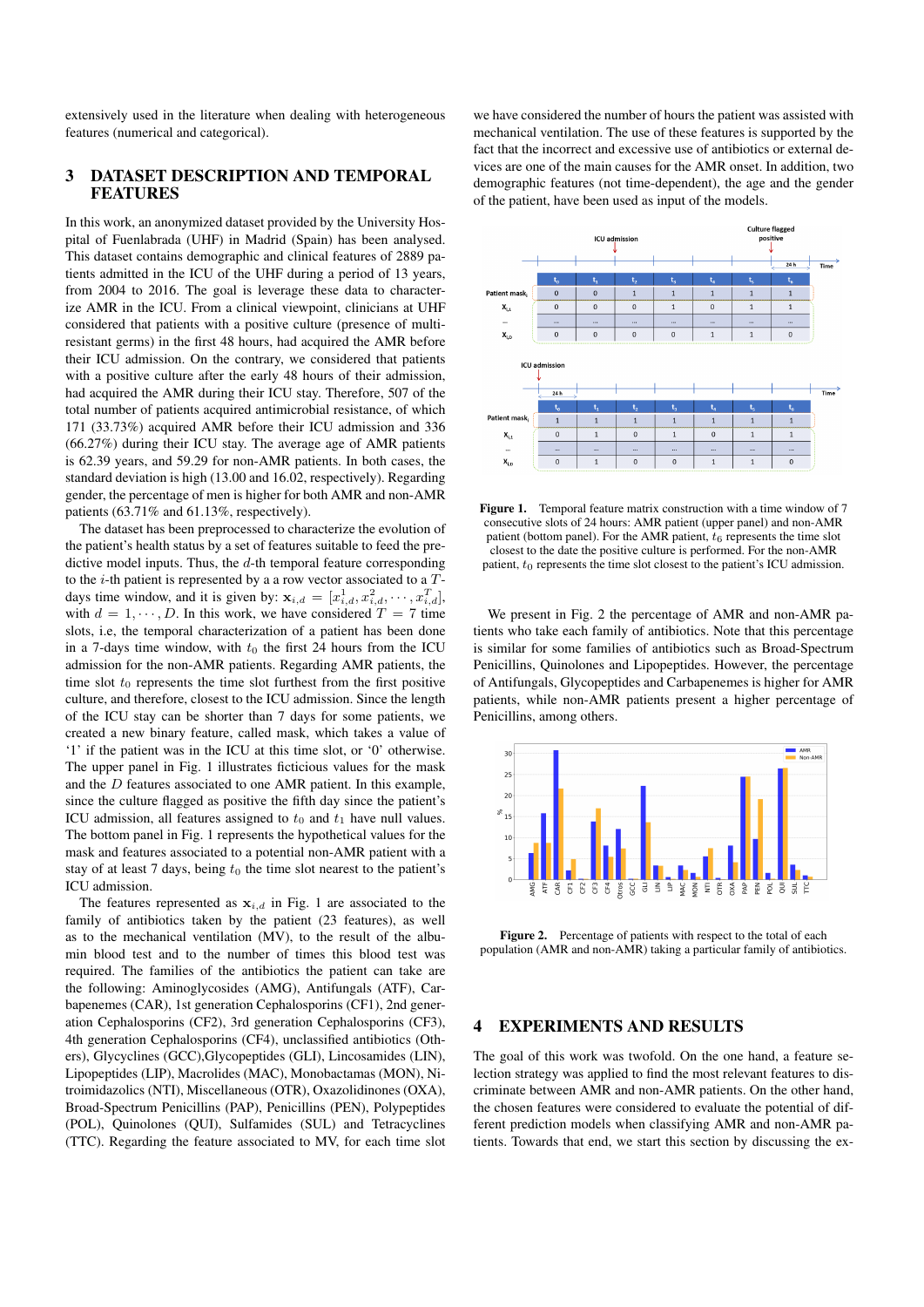extensively used in the literature when dealing with heterogeneous features (numerical and categorical).

## 3 DATASET DESCRIPTION AND TEMPORAL FEATURES

In this work, an anonymized dataset provided by the University Hospital of Fuenlabrada (UHF) in Madrid (Spain) has been analysed. This dataset contains demographic and clinical features of 2889 patients admitted in the ICU of the UHF during a period of 13 years, from 2004 to 2016. The goal is leverage these data to characterize AMR in the ICU. From a clinical viewpoint, clinicians at UHF considered that patients with a positive culture (presence of multi-resistant germs) in the first 48 hours, had acquired the AMR before their ICU admission. On the contrary, we considered that patients with a positive culture after the early 48 hours of their admission, had acquired the AMR during their ICU stay. Therefore, 507 of the total number of patients acquired antimicrobial resistance, of which 171 (33.73%) acquired AMR before their ICU admission and 336 (66.27%) during their ICU stay. The average age of AMR patients is 62.39 years, and 59.29 for non-AMR patients. In both cases, the standard deviation is high (13.00 and 16.02, respectively). Regarding gender, the percentage of men is higher for both AMR and non-AMR patients (63.71% and 61.13%, respectively).

The dataset has been preprocessed to characterize the evolution of the patient's health status by a set of features suitable to feed the predictive model inputs. Thus, the $d$-th temporal feature corresponding to the $i$-th patient is represented by a a row vector associated to a $T$-days time window, and it is given by: $\mathbf{x}_{i,d} = [x_{i,d}^1, x_{i,d}^2, \cdots, x_{i,d}^T]$, with $d = 1, \cdots, D$. In this work, we have considered $T = 7$ time slots, i.e, the temporal characterization of a patient has been done in a 7-days time window, with $t_0$ the first 24 hours from the ICU admission for the non-AMR patients. Regarding AMR patients, the time slot $t_0$ represents the time slot furthest from the first positive culture, and therefore, closest to the ICU admission. Since the length of the ICU stay can be shorter than 7 days for some patients, we created a new binary feature, called mask, which takes a value of '1' if the patient was in the ICU at this time slot, or '0' otherwise. The upper panel in Fig. 1 illustrates ficticious values for the mask and the $D$ features associated to one AMR patient. In this example, since the culture flagged as positive the fifth day since the patient's ICU admission, all features assigned to $t_0$ and $t_1$ have null values. The bottom panel in Fig. 1 represents the hypothetical values for the mask and features associated to a potential non-AMR patient with a stay of at least 7 days, being $t_0$ the time slot nearest to the patient's ICU admission.

The features represented as $\mathbf{x}_{i,d}$ in Fig. 1 are associated to the family of antibiotics taken by the patient (23 features), as well as to the mechanical ventilation (MV), to the result of the albumin blood test and to the number of times this blood test was required. The families of the antibiotics the patient can take are the following: Aminoglycosides (AMG), Antifungals (ATF), Carbapenemes (CAR), 1st generation Cephalosporins (CF1), 2nd generation Cephalosporins (CF2), 3rd generation Cephalosporins (CF3), 4th generation Cephalosporins (CF4), unclassified antibiotics (Others), Glycyclines (GCC),Glycopeptides (GLI), Lincosamides (LIN), Lipopeptides (LIP), Macrolides (MAC), Monobactamas (MON), Nitroimidazolics (NTI), Miscellaneous (OTR), Oxazolidinones (OXA), Broad-Spectrum Penicillins (PAP), Penicillins (PEN), Polypeptides (POL), Quinolones (QUI), Sulfamides (SUL) and Tetracyclines (TTC). Regarding the feature associated to MV, for each time slot we have considered the number of hours the patient was assisted with mechanical ventilation. The use of these features is supported by the fact that the incorrect and excessive use of antibiotics or external devices are one of the main causes for the AMR onset. In addition, two demographic features (not time-dependent), the age and the gender of the patient, have been used as input of the models.

**Figure 1.** Temporal feature matrix construction with a time window of 7 consecutive slots of 24 hours: AMR patient (upper panel) and non-AMR patient (bottom panel). For the AMR patient, $t_6$ represents the time slot closest to the date the positive culture is performed. For the non-AMR patient, $t_0$ represents the time slot closest to the patient's ICU admission.

We present in Fig. 2 the percentage of AMR and non-AMR patients who take each family of antibiotics. Note that this percentage is similar for some families of antibiotics such as Broad-Spectrum Penicillins, Quinolones and Lipopeptides. However, the percentage of Antifungals, Glycopeptides and Carbapenemes is higher for AMR patients, while non-AMR patients present a higher percentage of Penicillins, among others.

**Figure 2.** Percentage of patients with respect to the total of each population (AMR and non-AMR) taking a particular family of antibiotics.

## 4 EXPERIMENTS AND RESULTS

The goal of this work was twofold. On the one hand, a feature selection strategy was applied to find the most relevant features to discriminate between AMR and non-AMR patients. On the other hand, the chosen features were considered to evaluate the potential of different prediction models when classifying AMR and non-AMR patients. Towards that end, we start this section by discussing the ex-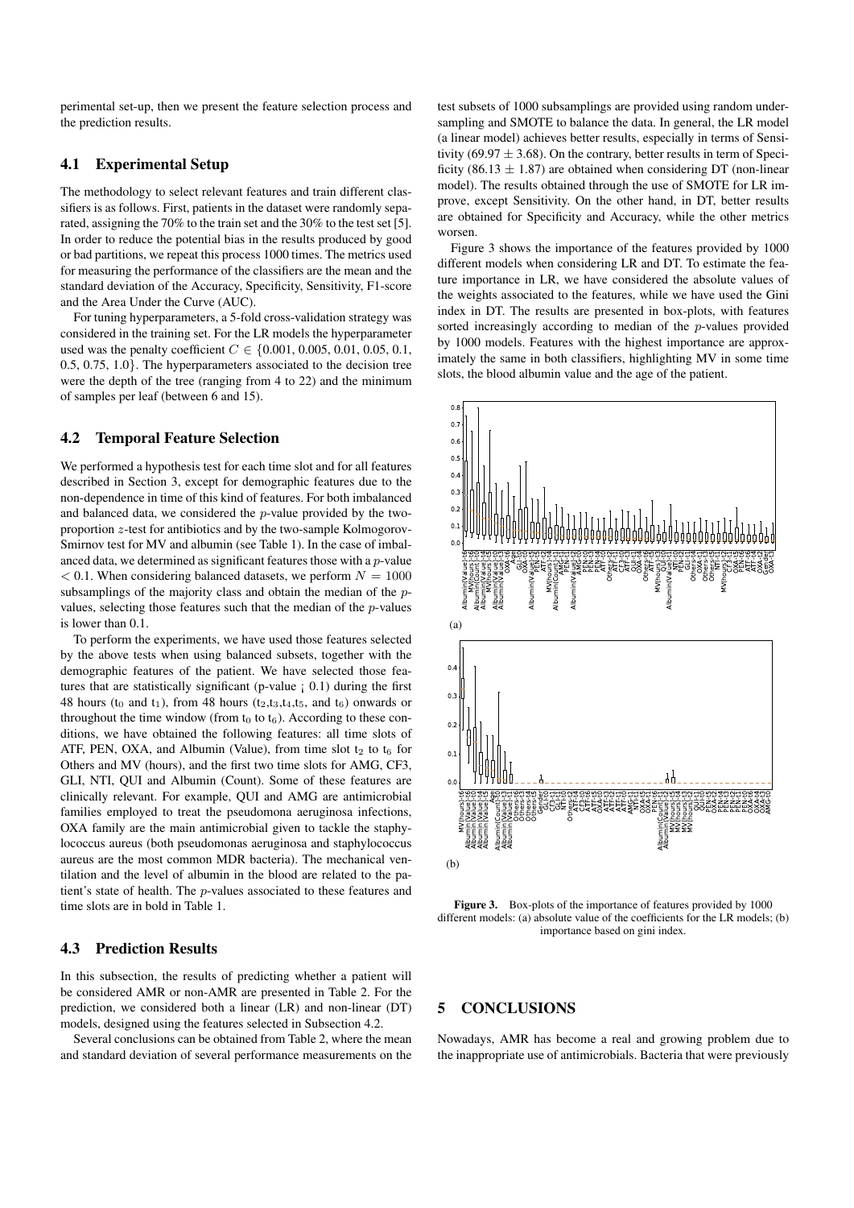perimental set-up, then we present the feature selection process and the prediction results.

### 4.1 Experimental Setup

The methodology to select relevant features and train different classifiers is as follows. First, patients in the dataset were randomly separated, assigning the 70% to the train set and the 30% to the test set [5]. In order to reduce the potential bias in the results produced by good or bad partitions, we repeat this process 1000 times. The metrics used for measuring the performance of the classifiers are the mean and the standard deviation of the Accuracy, Specificity, Sensitivity, F1-score and the Area Under the Curve (AUC).

For tuning hyperparameters, a 5-fold cross-validation strategy was considered in the training set. For the LR models the hyperparameter used was the penalty coefficient $C \in \{0.001, 0.005, 0.01, 0.05, 0.1, 0.5, 0.75, 1.0\}$. The hyperparameters associated to the decision tree were the depth of the tree (ranging from 4 to 22) and the minimum of samples per leaf (between 6 and 15).

### 4.2 Temporal Feature Selection

We performed a hypothesis test for each time slot and for all features described in Section 3, except for demographic features due to the non-dependence in time of this kind of features. For both imbalanced and balanced data, we considered the $p$-value provided by the two-proportion $z$-test for antibiotics and by the two-sample Kolmogorov-Smirnov test for MV and albumin (see Table 1). In the case of imbalanced data, we determined as significant features those with a $p$-value $< 0.1$. When considering balanced datasets, we perform $N = 1000$ subsamplings of the majority class and obtain the median of the $p$-values, selecting those features such that the median of the $p$-values is lower than 0.1.

To perform the experiments, we have used those features selected by the above tests when using balanced subsets, together with the demographic features of the patient. We have selected those features that are statistically significant (p-value ¡ 0.1) during the first 48 hours ($t_0$ and $t_1$), from 48 hours ($t_2$,$t_3$,$t_4$,$t_5$, and $t_6$) onwards or throughout the time window (from $t_0$ to $t_6$). According to these conditions, we have obtained the following features: all time slots of ATF, PEN, OXA, and Albumin (Value), from time slot $t_2$ to $t_6$ for Others and MV (hours), and the first two time slots for AMG, CF3, GLI, NTI, QUI and Albumin (Count). Some of these features are clinically relevant. For example, QUI and AMG are antimicrobial families employed to treat the pseudomona aeruginosa infections, OXA family are the main antimicrobial given to tackle the staphylococcus aureus (both pseudomonas aeruginosa and staphylococcus aureus are the most common MDR bacteria). The mechanical ventilation and the level of albumin in the blood are related to the patient's state of health. The $p$-values associated to these features and time slots are in bold in Table 1.

### 4.3 Prediction Results

In this subsection, the results of predicting whether a patient will be considered AMR or non-AMR are presented in Table 2. For the prediction, we considered both a linear (LR) and non-linear (DT) models, designed using the features selected in Subsection 4.2.

Several conclusions can be obtained from Table 2, where the mean and standard deviation of several performance measurements on the test subsets of 1000 subsamplings are provided using random undersampling and SMOTE to balance the data. In general, the LR model (a linear model) achieves better results, especially in terms of Sensitivity ($69.97 \pm 3.68$). On the contrary, better results in term of Specificity ($86.13 \pm 1.87$) are obtained when considering DT (non-linear model). The results obtained through the use of SMOTE for LR improve, except Sensitivity. On the other hand, in DT, better results are obtained for Specificity and Accuracy, while the other metrics worsen.

Figure 3 shows the importance of the features provided by 1000 different models when considering LR and DT. To estimate the feature importance in LR, we have considered the absolute values of the weights associated to the features, while we have used the Gini index in DT. The results are presented in box-plots, with features sorted increasingly according to median of the $p$-values provided by 1000 models. Features with the highest importance are approximately the same in both classifiers, highlighting MV in some time slots, the blood albumin value and the age of the patient.

(a)

(b)

**Figure 3.** Box-plots of the importance of features provided by 1000 different models: (a) absolute value of the coefficients for the LR models; (b) importance based on gini index.

## 5 CONCLUSIONS

Nowadays, AMR has become a real and growing problem due to the inappropriate use of antimicrobials. Bacteria that were previously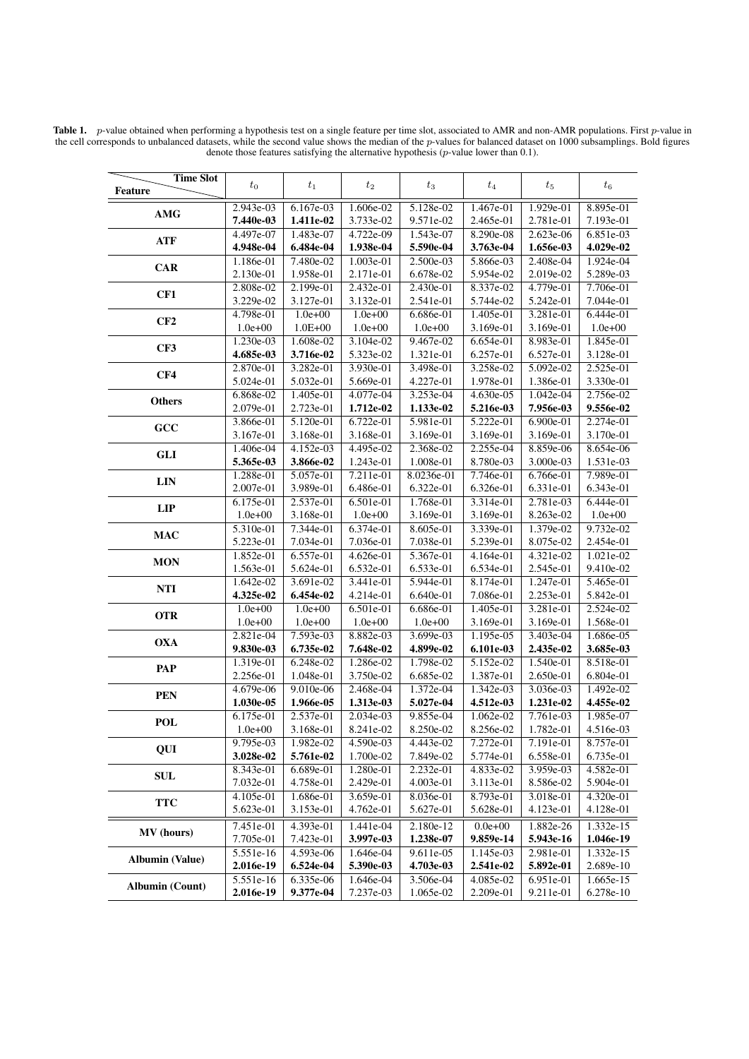**Table 1.** $p$-value obtained when performing a hypothesis test on a single feature per time slot, associated to AMR and non-AMR populations. First $p$-value in the cell corresponds to unbalanced datasets, while the second value shows the median of the $p$-values for balanced dataset on 1000 subsamplings. Bold figures denote those features satisfying the alternative hypothesis ($p$-value lower than 0.1).

| Feature \ Time Slot | $t_0$ | $t_1$ | $t_2$ | $t_3$ | $t_4$ | $t_5$ | $t_6$ |
|---|---|---|---|---|---|---|---|
| **AMG** | 2.943e-03 | 6.167e-03 | 1.606e-02 | 5.128e-02 | 1.467e-01 | 1.929e-01 | 8.895e-01 |
| | **7.440e-03** | **1.411e-02** | 3.733e-02 | 9.571e-02 | 2.465e-01 | 2.781e-01 | 7.193e-01 |
| **ATF** | 4.497e-07 | 1.483e-07 | 4.722e-09 | 1.543e-07 | 8.290e-08 | 2.623e-06 | 6.851e-03 |
| | **4.948e-04** | **6.484e-04** | **1.938e-04** | **5.590e-04** | **3.763e-04** | **1.656e-03** | **4.029e-02** |
| **CAR** | 1.186e-01 | 7.480e-02 | 1.003e-01 | 2.500e-03 | 5.866e-03 | 2.408e-04 | 1.924e-04 |
| | 2.130e-01 | 1.958e-01 | 2.171e-01 | 6.678e-02 | 5.954e-02 | 2.019e-02 | 5.289e-03 |
| **CF1** | 2.808e-02 | 2.199e-01 | 2.432e-01 | 2.430e-01 | 8.337e-02 | 4.779e-01 | 7.706e-01 |
| | 3.229e-02 | 3.127e-01 | 3.132e-01 | 2.541e-01 | 5.744e-02 | 5.242e-01 | 7.044e-01 |
| **CF2** | 4.798e-01 | 1.0e+00 | 1.0e+00 | 6.686e-01 | 1.405e-01 | 3.281e-01 | 6.444e-01 |
| | 1.0e+00 | 1.0E+00 | 1.0e+00 | 1.0e+00 | 3.169e-01 | 3.169e-01 | 1.0e+00 |
| **CF3** | 1.230e-03 | 1.608e-02 | 3.104e-02 | 9.467e-02 | 6.654e-01 | 8.983e-01 | 1.845e-01 |
| | **4.685e-03** | **3.716e-02** | 5.323e-02 | 1.321e-01 | 6.257e-01 | 6.527e-01 | 3.128e-01 |
| **CF4** | 2.870e-01 | 3.282e-01 | 3.930e-01 | 3.498e-01 | 3.258e-02 | 5.092e-02 | 2.525e-01 |
| | 5.024e-01 | 5.032e-01 | 5.669e-01 | 4.227e-01 | 1.978e-01 | 1.386e-01 | 3.330e-01 |
| **Others** | 6.868e-02 | 1.405e-01 | 4.077e-04 | 3.253e-04 | 4.630e-05 | 1.042e-04 | 2.756e-02 |
| | 2.079e-01 | 2.723e-01 | **1.712e-02** | **1.133e-02** | **5.216e-03** | **7.956e-03** | **9.556e-02** |
| **GCC** | 3.866e-01 | 5.120e-01 | 6.722e-01 | 5.981e-01 | 5.222e-01 | 6.900e-01 | 2.274e-01 |
| | 3.167e-01 | 3.168e-01 | 3.168e-01 | 3.169e-01 | 3.169e-01 | 3.169e-01 | 3.170e-01 |
| **GLI** | 1.406e-04 | 4.152e-03 | 4.495e-02 | 2.368e-02 | 2.255e-04 | 8.859e-06 | 8.654e-06 |
| | **5.365e-03** | **3.866e-02** | 1.243e-01 | 1.008e-01 | 8.780e-03 | 3.000e-03 | 1.531e-03 |
| **LIN** | 1.288e-01 | 5.057e-01 | 7.211e-01 | 8.0236e-01 | 7.746e-01 | 6.766e-01 | 7.989e-01 |
| | 2.007e-01 | 3.989e-01 | 6.486e-01 | 6.322e-01 | 6.326e-01 | 6.331e-01 | 6.343e-01 |
| **LIP** | 6.175e-01 | 2.537e-01 | 6.501e-01 | 1.768e-01 | 3.314e-01 | 2.781e-03 | 6.444e-01 |
| | 1.0e+00 | 3.168e-01 | 1.0e+00 | 3.169e-01 | 3.169e-01 | 8.263e-02 | 1.0e+00 |
| **MAC** | 5.310e-01 | 7.344e-01 | 6.374e-01 | 8.605e-01 | 3.339e-01 | 1.379e-02 | 9.732e-02 |
| | 5.223e-01 | 7.034e-01 | 7.036e-01 | 7.038e-01 | 5.239e-01 | 8.075e-02 | 2.454e-01 |
| **MON** | 1.852e-01 | 6.557e-01 | 4.626e-01 | 5.367e-01 | 4.164e-01 | 4.321e-02 | 1.021e-02 |
| | 1.563e-01 | 5.624e-01 | 6.532e-01 | 6.533e-01 | 6.534e-01 | 2.545e-01 | 9.410e-02 |
| **NTI** | 1.642e-02 | 3.691e-02 | 3.441e-01 | 5.944e-01 | 8.174e-01 | 1.247e-01 | 5.465e-01 |
| | **4.325e-02** | **6.454e-02** | 4.214e-01 | 6.640e-01 | 7.086e-01 | 2.253e-01 | 5.842e-01 |
| **OTR** | 1.0e+00 | 1.0e+00 | 6.501e-01 | 6.686e-01 | 1.405e-01 | 3.281e-01 | 2.524e-02 |
| | 1.0e+00 | 1.0e+00 | 1.0e+00 | 1.0e+00 | 3.169e-01 | 3.169e-01 | 1.568e-01 |
| **OXA** | 2.821e-04 | 7.593e-03 | 8.882e-03 | 3.699e-03 | 1.195e-05 | 3.403e-04 | 1.686e-05 |
| | **9.830e-03** | **6.735e-02** | **7.648e-02** | **4.899e-02** | **6.101e-03** | **2.435e-02** | **3.685e-03** |
| **PAP** | 1.319e-01 | 6.248e-02 | 1.286e-02 | 1.798e-02 | 5.152e-02 | 1.540e-01 | 8.518e-01 |
| | 2.256e-01 | 1.048e-01 | 3.750e-02 | 6.685e-02 | 1.387e-01 | 2.650e-01 | 6.804e-01 |
| **PEN** | 4.679e-06 | 9.010e-06 | 2.468e-04 | 1.372e-04 | 1.342e-03 | 3.036e-03 | 1.492e-02 |
| | **1.030e-05** | **1.966e-05** | **1.313e-03** | **5.027e-04** | **4.512e-03** | **1.231e-02** | **4.455e-02** |
| **POL** | 6.175e-01 | 2.537e-01 | 2.034e-03 | 9.855e-04 | 1.062e-02 | 7.761e-03 | 1.985e-07 |
| | 1.0e+00 | 3.168e-01 | 8.241e-02 | 8.250e-02 | 8.256e-02 | 1.782e-01 | 4.516e-03 |
| **QUI** | 9.795e-03 | 1.982e-02 | 4.590e-03 | 4.443e-02 | 7.272e-01 | 7.191e-01 | 8.757e-01 |
| | **3.028e-02** | **5.761e-02** | 1.700e-02 | 7.849e-02 | 5.774e-01 | 6.558e-01 | 6.735e-01 |
| **SUL** | 8.343e-01 | 6.689e-01 | 1.280e-01 | 2.232e-01 | 4.833e-02 | 3.959e-03 | 4.582e-01 |
| | 7.032e-01 | 4.758e-01 | 2.429e-01 | 4.003e-01 | 3.113e-01 | 8.586e-02 | 5.904e-01 |
| **TTC** | 4.105e-01 | 1.686e-01 | 3.659e-01 | 8.036e-01 | 8.793e-01 | 3.018e-01 | 4.320e-01 |
| | 5.623e-01 | 3.153e-01 | 4.762e-01 | 5.627e-01 | 5.628e-01 | 4.123e-01 | 4.128e-01 |
| **MV (hours)** | 7.451e-01 | 4.393e-01 | 1.441e-04 | 2.180e-12 | 0.0e+00 | 1.882e-26 | 1.332e-15 |
| | 7.705e-01 | 7.423e-01 | **3.997e-03** | **1.238e-07** | **9.859e-14** | **5.943e-16** | **1.046e-19** |
| **Albumin (Value)** | 5.551e-16 | 4.593e-06 | 1.646e-04 | 9.611e-05 | 1.145e-03 | 2.981e-01 | 1.332e-15 |
| | **2.016e-19** | **6.524e-04** | **5.390e-03** | **4.703e-03** | **2.541e-02** | **5.892e-01** | 2.689e-10 |
| **Albumin (Count)** | 5.551e-16 | 6.335e-06 | 1.646e-04 | 3.506e-04 | 4.085e-02 | 6.951e-01 | 1.665e-15 |
| | **2.016e-19** | **9.377e-04** | 7.237e-03 | 1.065e-02 | 2.209e-01 | 9.211e-01 | 6.278e-10 |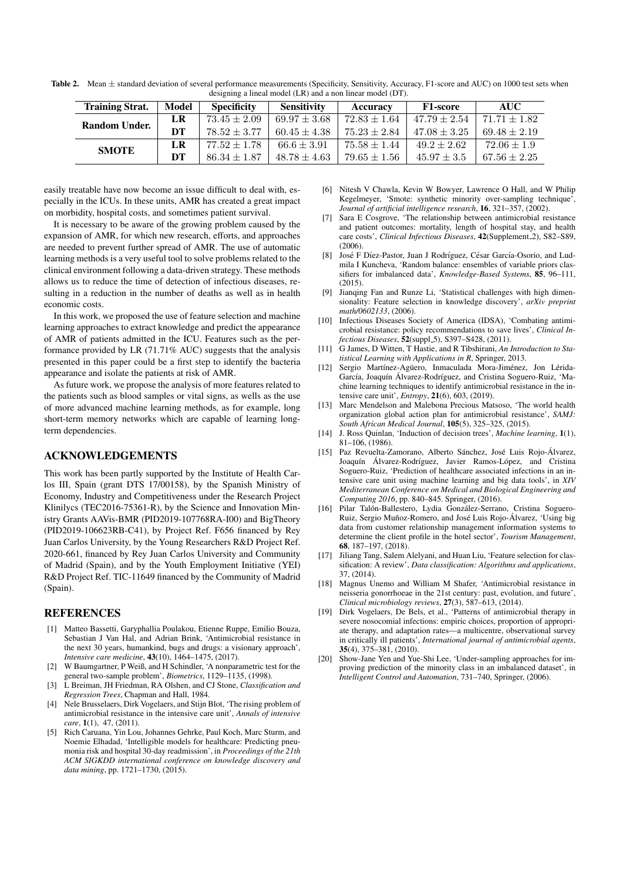**Table 2.** Mean ± standard deviation of several performance measurements (Specificity, Sensitivity, Accuracy, F1-score and AUC) on 1000 test sets when designing a lineal model (LR) and a non linear model (DT).

| Training Strat. | Model | Specificity | Sensitivity | Accuracy | F1-score | AUC |
|---|---|---|---|---|---|---|
| **Random Under.** | **LR** | $73.45 \pm 2.09$ | $69.97 \pm 3.68$ | $72.83 \pm 1.64$ | $47.79 \pm 2.54$ | $71.71 \pm 1.82$ |
| | **DT** | $78.52 \pm 3.77$ | $60.45 \pm 4.38$ | $75.23 \pm 2.84$ | $47.08 \pm 3.25$ | $69.48 \pm 2.19$ |
| **SMOTE** | **LR** | $77.52 \pm 1.78$ | $66.6 \pm 3.91$ | $75.58 \pm 1.44$ | $49.2 \pm 2.62$ | $72.06 \pm 1.9$ |
| | **DT** | $86.34 \pm 1.87$ | $48.78 \pm 4.63$ | $79.65 \pm 1.56$ | $45.97 \pm 3.5$ | $67.56 \pm 2.25$ |

easily treatable have now become an issue difficult to deal with, especially in the ICUs. In these units, AMR has created a great impact on morbidity, hospital costs, and sometimes patient survival.

It is necessary to be aware of the growing problem caused by the expansion of AMR, for which new research, efforts, and approaches are needed to prevent further spread of AMR. The use of automatic learning methods is a very useful tool to solve problems related to the clinical environment following a data-driven strategy. These methods allows us to reduce the time of detection of infectious diseases, resulting in a reduction in the number of deaths as well as in health economic costs.

In this work, we proposed the use of feature selection and machine learning approaches to extract knowledge and predict the appearance of AMR of patients admitted in the ICU. Features such as the performance provided by LR (71.71% AUC) suggests that the analysis presented in this paper could be a first step to identify the bacteria appearance and isolate the patients at risk of AMR.

As future work, we propose the analysis of more features related to the patients such as blood samples or vital signs, as wells as the use of more advanced machine learning methods, as for example, long short-term memory networks which are capable of learning long-term dependencies.

## ACKNOWLEDGEMENTS

This work has been partly supported by the Institute of Health Carlos III, Spain (grant DTS 17/00158), by the Spanish Ministry of Economy, Industry and Competitiveness under the Research Project Klinilycs (TEC2016-75361-R), by the Science and Innovation Ministry Grants AAVis-BMR (PID2019-107768RA-I00) and BigTheory (PID2019-106623RB-C41), by Project Ref. F656 financed by Rey Juan Carlos University, by the Young Researchers R&D Project Ref. 2020-661, financed by Rey Juan Carlos University and Community of Madrid (Spain), and by the Youth Employment Initiative (YEI) R&D Project Ref. TIC-11649 financed by the Community of Madrid (Spain).

## REFERENCES

[1] Matteo Bassetti, Garyphallia Poulakou, Etienne Ruppe, Emilio Bouza, Sebastian J Van Hal, and Adrian Brink, 'Antimicrobial resistance in the next 30 years, humankind, bugs and drugs: a visionary approach', *Intensive care medicine*, **43**(10), 1464–1475, (2017).

[2] W Baumgartner, P Weiß, and H Schindler, 'A nonparametric test for the general two-sample problem', *Biometrics*, 1129–1135, (1998).

[3] L Breiman, JH Friedman, RA Olshen, and CJ Stone, *Classification and Regression Trees*, Chapman and Hall, 1984.

[4] Nele Brusselaers, Dirk Vogelaers, and Stijn Blot, 'The rising problem of antimicrobial resistance in the intensive care unit', *Annals of intensive care*, **1**(1), 47, (2011).

[5] Rich Caruana, Yin Lou, Johannes Gehrke, Paul Koch, Marc Sturm, and Noemie Elhadad, 'Intelligible models for healthcare: Predicting pneumonia risk and hospital 30-day readmission', in *Proceedings of the 21th ACM SIGKDD international conference on knowledge discovery and data mining*, pp. 1721–1730, (2015).

[6] Nitesh V Chawla, Kevin W Bowyer, Lawrence O Hall, and W Philip Kegelmeyer, 'Smote: synthetic minority over-sampling technique', *Journal of artificial intelligence research*, **16**, 321–357, (2002).

[7] Sara E Cosgrove, 'The relationship between antimicrobial resistance and patient outcomes: mortality, length of hospital stay, and health care costs', *Clinical Infectious Diseases*, **42**(Supplement_2), S82–S89, (2006).

[8] José F Díez-Pastor, Juan J Rodríguez, César García-Osorio, and Ludmila I Kuncheva, 'Random balance: ensembles of variable priors classifiers for imbalanced data', *Knowledge-Based Systems*, **85**, 96–111, (2015).

[9] Jianqing Fan and Runze Li, 'Statistical challenges with high dimensionality: Feature selection in knowledge discovery', *arXiv preprint math/0602133*, (2006).

[10] Infectious Diseases Society of America (IDSA), 'Combating antimicrobial resistance: policy recommendations to save lives', *Clinical Infectious Diseases*, **52**(suppl_5), S397–S428, (2011).

[11] G James, D Witten, T Hastie, and R Tibshirani, *An Introduction to Statistical Learning with Applications in R*, Springer, 2013.

[12] Sergio Martínez-Agüero, Inmaculada Mora-Jiménez, Jon Lérida-García, Joaquín Álvarez-Rodríguez, and Cristina Soguero-Ruiz, 'Machine learning techniques to identify antimicrobial resistance in the intensive care unit', *Entropy*, **21**(6), 603, (2019).

[13] Marc Mendelson and Malebona Precious Matsoso, 'The world health organization global action plan for antimicrobial resistance', *SAMJ: South African Medical Journal*, **105**(5), 325–325, (2015).

[14] J. Ross Quinlan, 'Induction of decision trees', *Machine learning*, **1**(1), 81–106, (1986).

[15] Paz Revuelta-Zamorano, Alberto Sánchez, José Luis Rojo-Álvarez, Joaquín Álvarez-Rodríguez, Javier Ramos-López, and Cristina Soguero-Ruiz, 'Prediction of healthcare associated infections in an intensive care unit using machine learning and big data tools', in *XIV Mediterranean Conference on Medical and Biological Engineering and Computing 2016*, pp. 840–845. Springer, (2016).

[16] Pilar Talón-Ballestero, Lydia González-Serrano, Cristina Soguero-Ruiz, Sergio Muñoz-Romero, and José Luis Rojo-Álvarez, 'Using big data from customer relationship management information systems to determine the client profile in the hotel sector', *Tourism Management*, **68**, 187–197, (2018).

[17] Jiliang Tang, Salem Alelyani, and Huan Liu, 'Feature selection for classification: A review', *Data classification: Algorithms and applications*, 37, (2014).

[18] Magnus Unemo and William M Shafer, 'Antimicrobial resistance in neisseria gonorrhoeae in the 21st century: past, evolution, and future', *Clinical microbiology reviews*, **27**(3), 587–613, (2014).

[19] Dirk Vogelaers, De Bels, et al., 'Patterns of antimicrobial therapy in severe nosocomial infections: empiric choices, proportion of appropriate therapy, and adaptation rates—a multicentre, observational survey in critically ill patients', *International journal of antimicrobial agents*, **35**(4), 375–381, (2010).

[20] Show-Jane Yen and Yue-Shi Lee, 'Under-sampling approaches for improving prediction of the minority class in an imbalanced dataset', in *Intelligent Control and Automation*, 731–740, Springer, (2006).